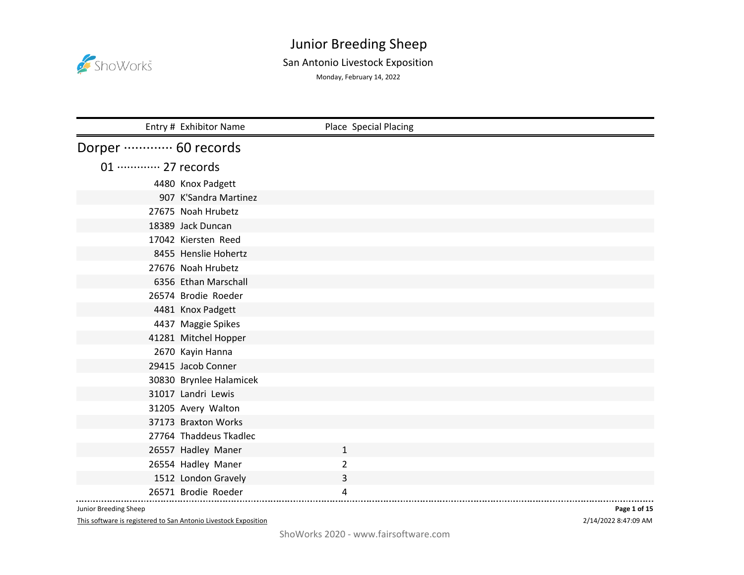# Junior Breeding Sheep

## San Antonio Livestock Exposition

Monday, February 14, 2022

## Dorper ············· 60 records

### 01 ············· 27 records

| Entry # | Exhibitor Name | Place | Special Placing |
|---|---|---|---|
| 4480 | Knox Padgett | | |
| 907 | K'Sandra Martinez | | |
| 27675 | Noah Hrubetz | | |
| 18389 | Jack Duncan | | |
| 17042 | Kiersten Reed | | |
| 8455 | Henslie Hohertz | | |
| 27676 | Noah Hrubetz | | |
| 6356 | Ethan Marschall | | |
| 26574 | Brodie Roeder | | |
| 4481 | Knox Padgett | | |
| 4437 | Maggie Spikes | | |
| 41281 | Mitchel Hopper | | |
| 2670 | Kayin Hanna | | |
| 29415 | Jacob Conner | | |
| 30830 | Brynlee Halamicek | | |
| 31017 | Landri Lewis | | |
| 31205 | Avery Walton | | |
| 37173 | Braxton Works | | |
| 27764 | Thaddeus Tkadlec | | |
| 26557 | Hadley Maner | 1 | |
| 26554 | Hadley Maner | 2 | |
| 1512 | London Gravely | 3 | |
| 26571 | Brodie Roeder | 4 | |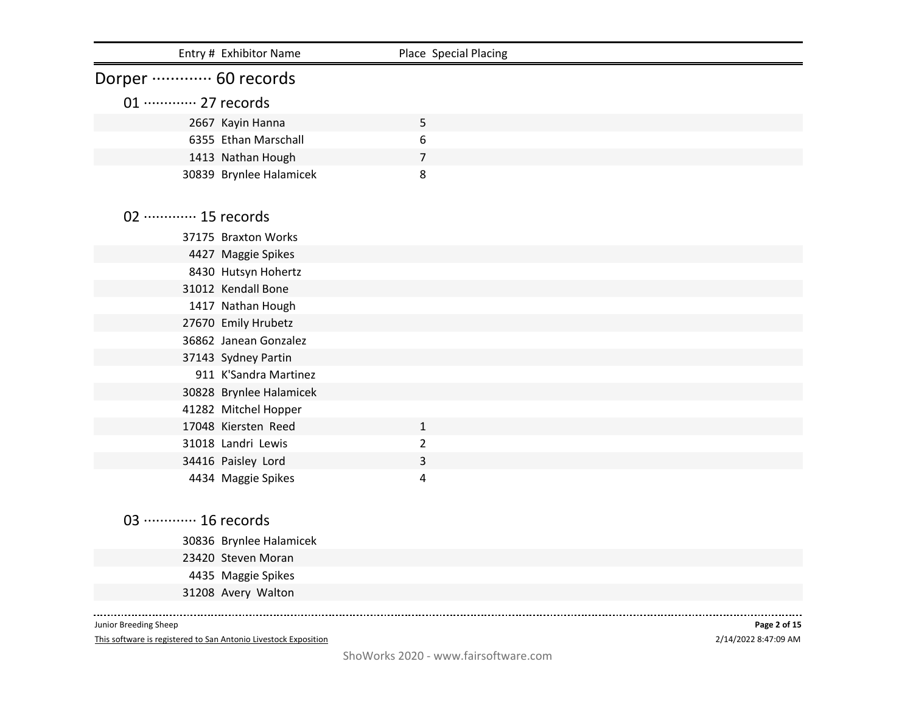| Entry # | Exhibitor Name | Place | Special Placing |
|---|---|---|---|

## Dorper ············· 60 records

### 01 ············· 27 records

| Entry # | Exhibitor Name | Place | Special Placing |
|---|---|---|---|
| 2667 | Kayin Hanna | 5 | |
| 6355 | Ethan Marschall | 6 | |
| 1413 | Nathan Hough | 7 | |
| 30839 | Brynlee Halamicek | 8 | |

### 02 ············· 15 records

| Entry # | Exhibitor Name | Place | Special Placing |
|---|---|---|---|
| 37175 | Braxton Works | | |
| 4427 | Maggie Spikes | | |
| 8430 | Hutsyn Hohertz | | |
| 31012 | Kendall Bone | | |
| 1417 | Nathan Hough | | |
| 27670 | Emily Hrubetz | | |
| 36862 | Janean Gonzalez | | |
| 37143 | Sydney Partin | | |
| 911 | K'Sandra Martinez | | |
| 30828 | Brynlee Halamicek | | |
| 41282 | Mitchel Hopper | | |
| 17048 | Kiersten Reed | 1 | |
| 31018 | Landri Lewis | 2 | |
| 34416 | Paisley Lord | 3 | |
| 4434 | Maggie Spikes | 4 | |

### 03 ············· 16 records

| Entry # | Exhibitor Name | Place | Special Placing |
|---|---|---|---|
| 30836 | Brynlee Halamicek | | |
| 23420 | Steven Moran | | |
| 4435 | Maggie Spikes | | |
| 31208 | Avery Walton | | |

Junior Breeding Sheep

This software is registered to San Antonio Livestock Exposition

2/14/2022 8:47:09 AM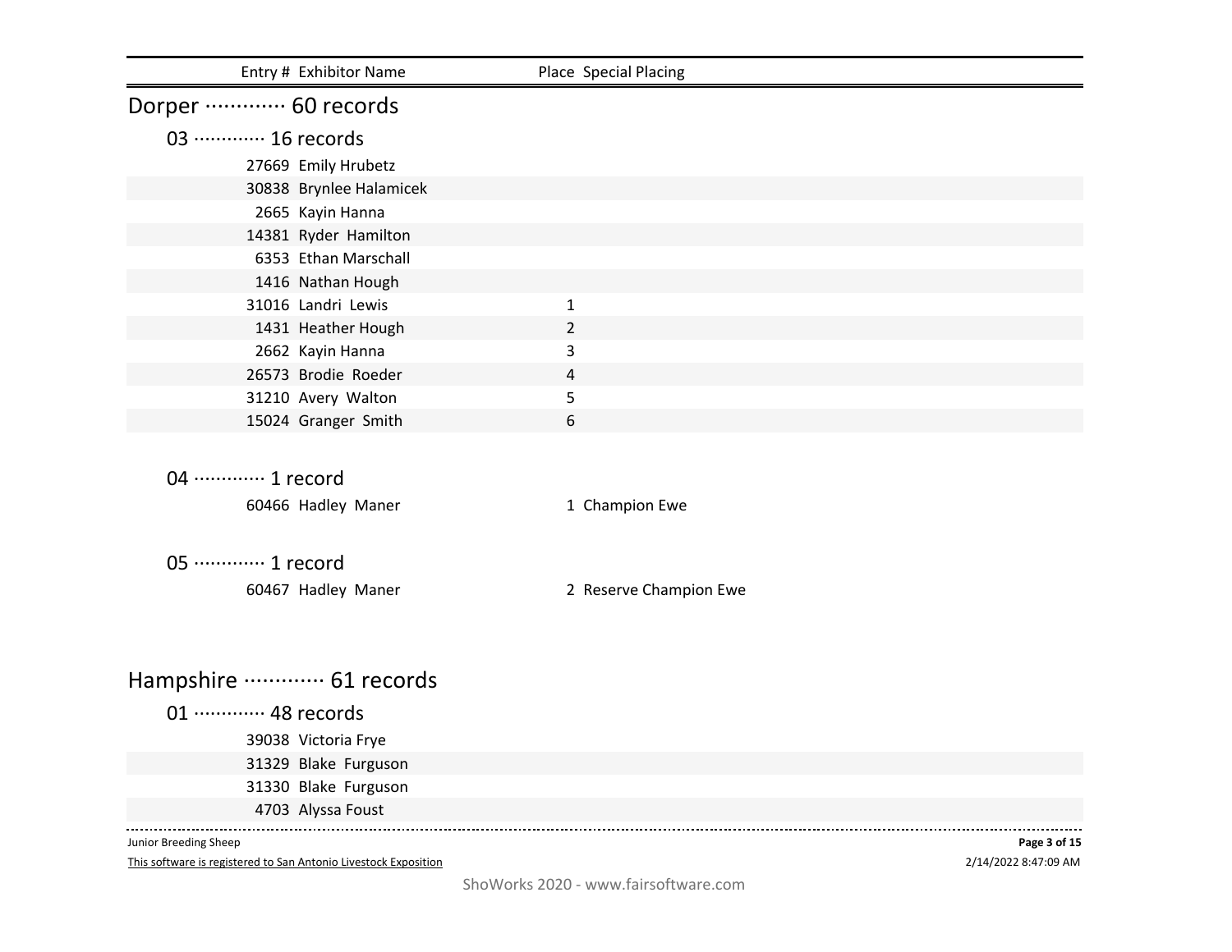| Entry # | Exhibitor Name | Place | Special Placing |
|---|---|---|---|

## Dorper ············· 60 records

### 03 ············· 16 records

| Entry # | Exhibitor Name | Place | Special Placing |
|---|---|---|---|
| 27669 | Emily Hrubetz | | |
| 30838 | Brynlee Halamicek | | |
| 2665 | Kayin Hanna | | |
| 14381 | Ryder Hamilton | | |
| 6353 | Ethan Marschall | | |
| 1416 | Nathan Hough | | |
| 31016 | Landri Lewis | 1 | |
| 1431 | Heather Hough | 2 | |
| 2662 | Kayin Hanna | 3 | |
| 26573 | Brodie Roeder | 4 | |
| 31210 | Avery Walton | 5 | |
| 15024 | Granger Smith | 6 | |

### 04 ············· 1 record

| Entry # | Exhibitor Name | Place | Special Placing |
|---|---|---|---|
| 60466 | Hadley Maner | 1 | Champion Ewe |

### 05 ············· 1 record

| Entry # | Exhibitor Name | Place | Special Placing |
|---|---|---|---|
| 60467 | Hadley Maner | 2 | Reserve Champion Ewe |

## Hampshire ············· 61 records

### 01 ············· 48 records

| Entry # | Exhibitor Name | Place | Special Placing |
|---|---|---|---|
| 39038 | Victoria Frye | | |
| 31329 | Blake Furguson | | |
| 31330 | Blake Furguson | | |
| 4703 | Alyssa Foust | | |

Junior Breeding Sheep

This software is registered to San Antonio Livestock Exposition

2/14/2022 8:47:09 AM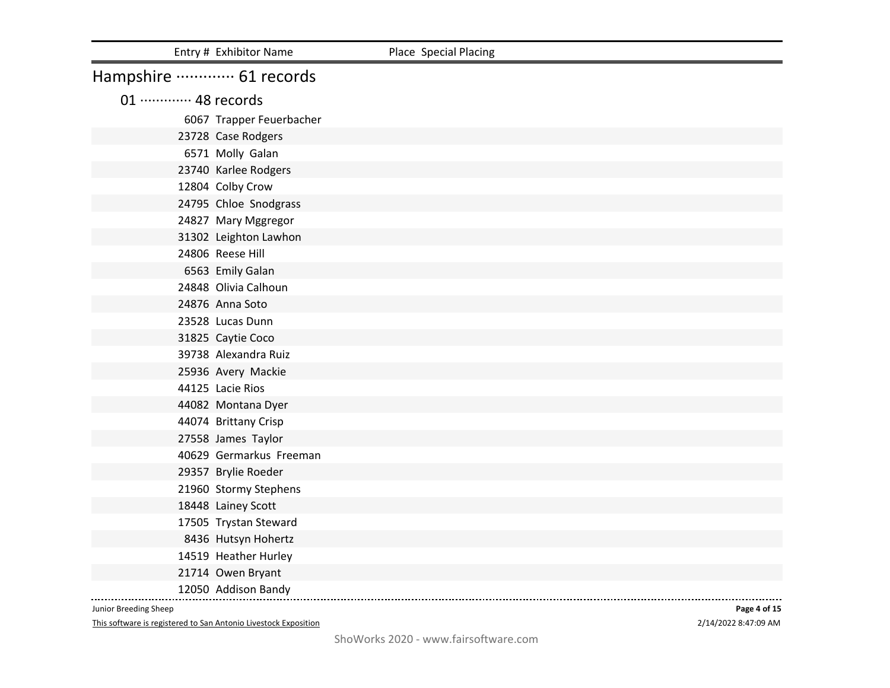| Entry # | Exhibitor Name | Place | Special Placing |
|---|---|---|---|

## Hampshire ············· 61 records

### 01 ············· 48 records

| Entry # | Exhibitor Name | Place | Special Placing |
|---|---|---|---|
| 6067 | Trapper Feuerbacher | | |
| 23728 | Case Rodgers | | |
| 6571 | Molly Galan | | |
| 23740 | Karlee Rodgers | | |
| 12804 | Colby Crow | | |
| 24795 | Chloe Snodgrass | | |
| 24827 | Mary Mggregor | | |
| 31302 | Leighton Lawhon | | |
| 24806 | Reese Hill | | |
| 6563 | Emily Galan | | |
| 24848 | Olivia Calhoun | | |
| 24876 | Anna Soto | | |
| 23528 | Lucas Dunn | | |
| 31825 | Caytie Coco | | |
| 39738 | Alexandra Ruiz | | |
| 25936 | Avery Mackie | | |
| 44125 | Lacie Rios | | |
| 44082 | Montana Dyer | | |
| 44074 | Brittany Crisp | | |
| 27558 | James Taylor | | |
| 40629 | Germarkus Freeman | | |
| 29357 | Brylie Roeder | | |
| 21960 | Stormy Stephens | | |
| 18448 | Lainey Scott | | |
| 17505 | Trystan Steward | | |
| 8436 | Hutsyn Hohertz | | |
| 14519 | Heather Hurley | | |
| 21714 | Owen Bryant | | |
| 12050 | Addison Bandy | | |

Junior Breeding Sheep

This software is registered to San Antonio Livestock Exposition

2/14/2022 8:47:09 AM

ShoWorks 2020 - www.fairsoftware.com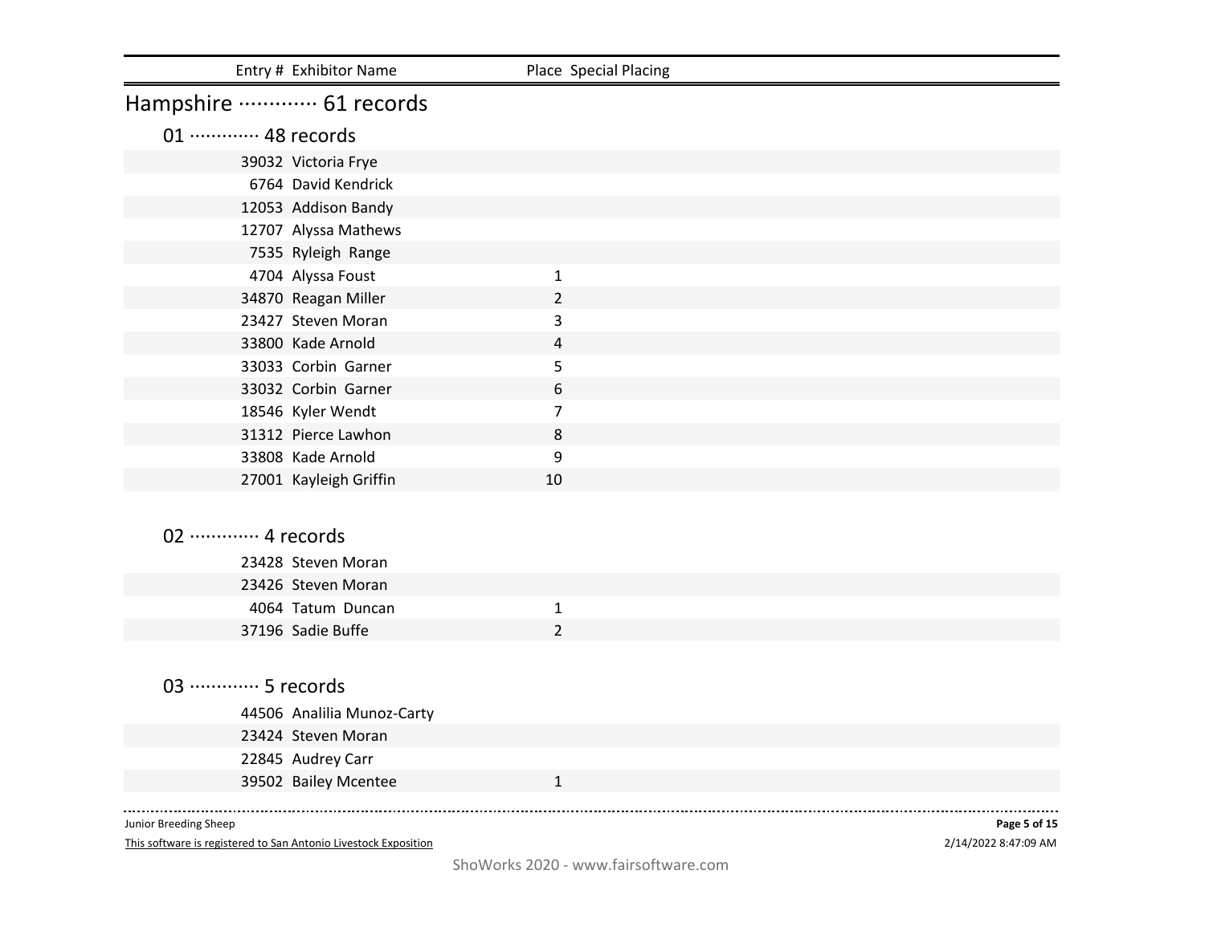| Entry # | Exhibitor Name | Place | Special Placing |
|---|---|---|---|

## Hampshire ············· 61 records

### 01 ············· 48 records

| Entry # | Exhibitor Name | Place | Special Placing |
|---|---|---|---|
| 39032 | Victoria Frye | | |
| 6764 | David Kendrick | | |
| 12053 | Addison Bandy | | |
| 12707 | Alyssa Mathews | | |
| 7535 | Ryleigh Range | | |
| 4704 | Alyssa Foust | 1 | |
| 34870 | Reagan Miller | 2 | |
| 23427 | Steven Moran | 3 | |
| 33800 | Kade Arnold | 4 | |
| 33033 | Corbin Garner | 5 | |
| 33032 | Corbin Garner | 6 | |
| 18546 | Kyler Wendt | 7 | |
| 31312 | Pierce Lawhon | 8 | |
| 33808 | Kade Arnold | 9 | |
| 27001 | Kayleigh Griffin | 10 | |

### 02 ············· 4 records

| Entry # | Exhibitor Name | Place | Special Placing |
|---|---|---|---|
| 23428 | Steven Moran | | |
| 23426 | Steven Moran | | |
| 4064 | Tatum Duncan | 1 | |
| 37196 | Sadie Buffe | 2 | |

### 03 ············· 5 records

| Entry # | Exhibitor Name | Place | Special Placing |
|---|---|---|---|
| 44506 | Analilia Munoz-Carty | | |
| 23424 | Steven Moran | | |
| 22845 | Audrey Carr | | |
| 39502 | Bailey Mcentee | 1 | |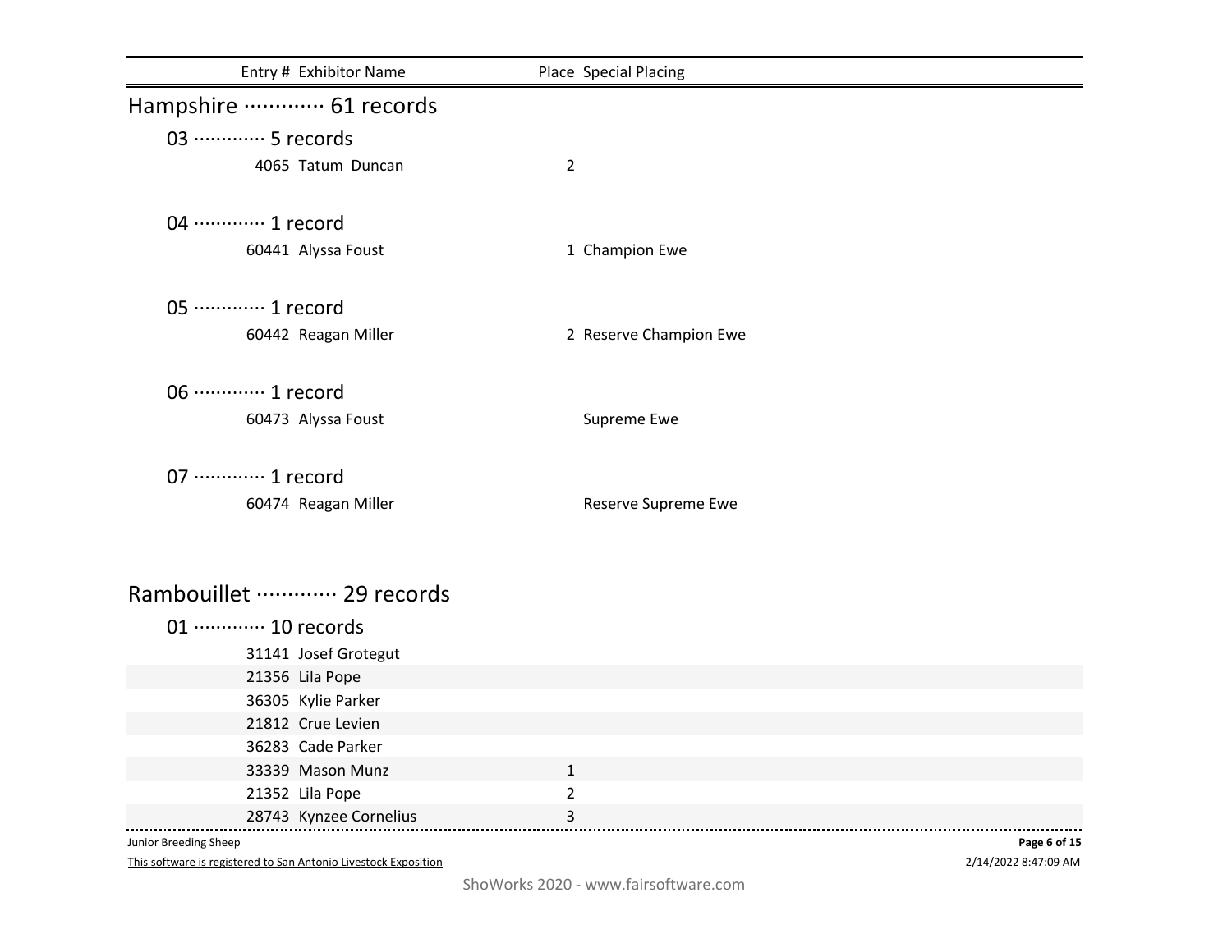| Entry # | Exhibitor Name | Place | Special Placing |
|---|---|---|---|

## Hampshire ············· 61 records

### 03 ············· 5 records

| Entry # | Exhibitor Name | Place | Special Placing |
|---|---|---|---|
| 4065 | Tatum Duncan | 2 | |

### 04 ············· 1 record

| Entry # | Exhibitor Name | Place | Special Placing |
|---|---|---|---|
| 60441 | Alyssa Foust | 1 | Champion Ewe |

### 05 ············· 1 record

| Entry # | Exhibitor Name | Place | Special Placing |
|---|---|---|---|
| 60442 | Reagan Miller | 2 | Reserve Champion Ewe |

### 06 ············· 1 record

| Entry # | Exhibitor Name | Place | Special Placing |
|---|---|---|---|
| 60473 | Alyssa Foust | | Supreme Ewe |

### 07 ············· 1 record

| Entry # | Exhibitor Name | Place | Special Placing |
|---|---|---|---|
| 60474 | Reagan Miller | | Reserve Supreme Ewe |

## Rambouillet ············· 29 records

### 01 ············· 10 records

| Entry # | Exhibitor Name | Place | Special Placing |
|---|---|---|---|
| 31141 | Josef Grotegut | | |
| 21356 | Lila Pope | | |
| 36305 | Kylie Parker | | |
| 21812 | Crue Levien | | |
| 36283 | Cade Parker | | |
| 33339 | Mason Munz | 1 | |
| 21352 | Lila Pope | 2 | |
| 28743 | Kynzee Cornelius | 3 | |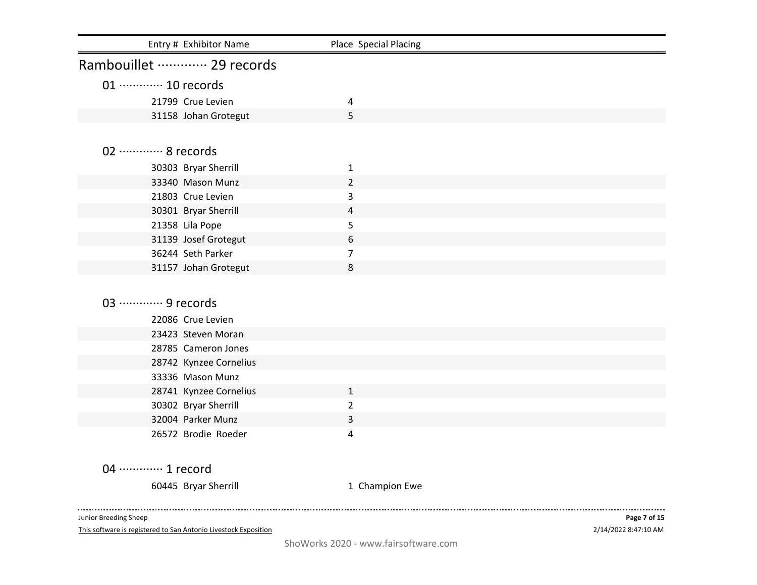| Entry # | Exhibitor Name | Place | Special Placing |
|---|---|---|---|

## Rambouillet ············· 29 records

### 01 ············· 10 records

| Entry # | Exhibitor Name | Place | Special Placing |
|---|---|---|---|
| 21799 | Crue Levien | 4 | |
| 31158 | Johan Grotegut | 5 | |

### 02 ············· 8 records

| Entry # | Exhibitor Name | Place | Special Placing |
|---|---|---|---|
| 30303 | Bryar Sherrill | 1 | |
| 33340 | Mason Munz | 2 | |
| 21803 | Crue Levien | 3 | |
| 30301 | Bryar Sherrill | 4 | |
| 21358 | Lila Pope | 5 | |
| 31139 | Josef Grotegut | 6 | |
| 36244 | Seth Parker | 7 | |
| 31157 | Johan Grotegut | 8 | |

### 03 ············· 9 records

| Entry # | Exhibitor Name | Place | Special Placing |
|---|---|---|---|
| 22086 | Crue Levien | | |
| 23423 | Steven Moran | | |
| 28785 | Cameron Jones | | |
| 28742 | Kynzee Cornelius | | |
| 33336 | Mason Munz | | |
| 28741 | Kynzee Cornelius | 1 | |
| 30302 | Bryar Sherrill | 2 | |
| 32004 | Parker Munz | 3 | |
| 26572 | Brodie Roeder | 4 | |

### 04 ············· 1 record

| Entry # | Exhibitor Name | Place | Special Placing |
|---|---|---|---|
| 60445 | Bryar Sherrill | 1 | Champion Ewe |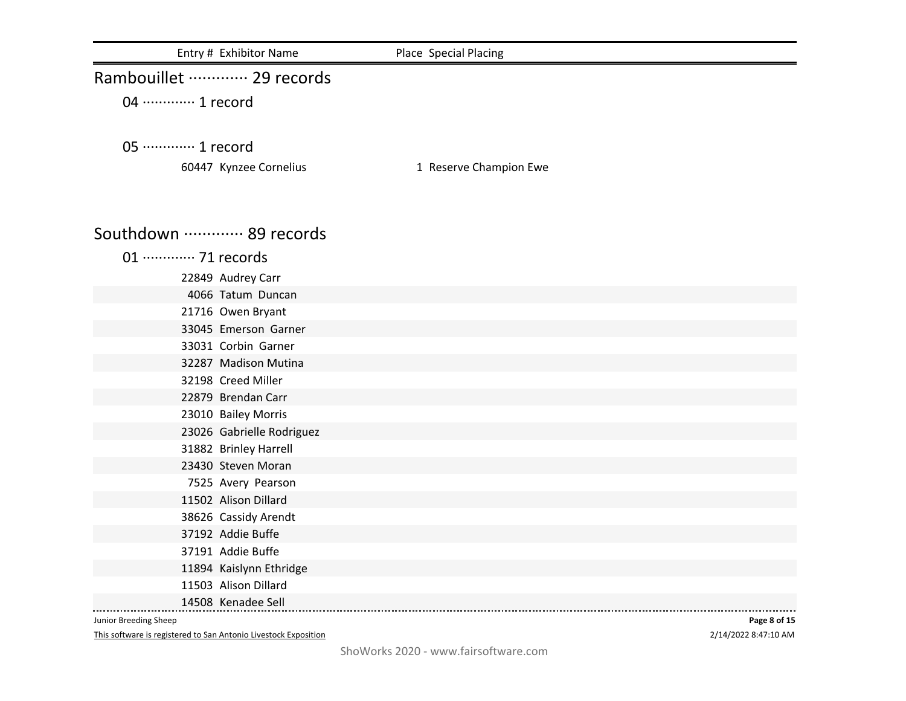| Entry # | Exhibitor Name | Place | Special Placing |
|---|---|---|---|

## Rambouillet ············· 29 records

### 04 ············· 1 record

### 05 ············· 1 record

| Entry # | Exhibitor Name | Place | Special Placing |
|---|---|---|---|
| 60447 | Kynzee Cornelius | 1 | Reserve Champion Ewe |

## Southdown ············· 89 records

### 01 ············· 71 records

| Entry # | Exhibitor Name | Place | Special Placing |
|---|---|---|---|
| 22849 | Audrey Carr | | |
| 4066 | Tatum Duncan | | |
| 21716 | Owen Bryant | | |
| 33045 | Emerson Garner | | |
| 33031 | Corbin Garner | | |
| 32287 | Madison Mutina | | |
| 32198 | Creed Miller | | |
| 22879 | Brendan Carr | | |
| 23010 | Bailey Morris | | |
| 23026 | Gabrielle Rodriguez | | |
| 31882 | Brinley Harrell | | |
| 23430 | Steven Moran | | |
| 7525 | Avery Pearson | | |
| 11502 | Alison Dillard | | |
| 38626 | Cassidy Arendt | | |
| 37192 | Addie Buffe | | |
| 37191 | Addie Buffe | | |
| 11894 | Kaislynn Ethridge | | |
| 11503 | Alison Dillard | | |
| 14508 | Kenadee Sell | | |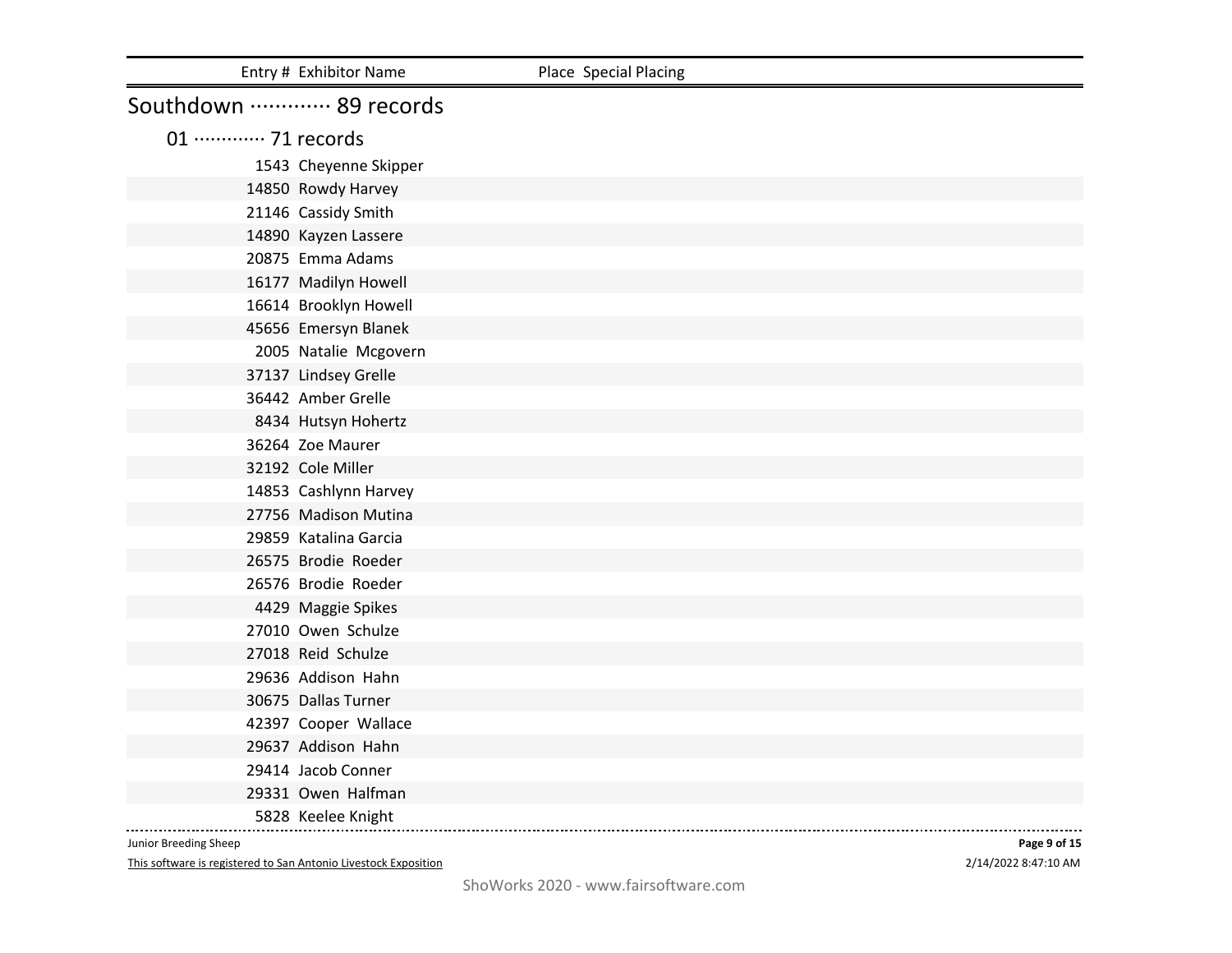## Southdown ············· 89 records

### 01 ············· 71 records

| Entry # | Exhibitor Name | Place | Special Placing |
|---|---|---|---|
| 1543 | Cheyenne Skipper | | |
| 14850 | Rowdy Harvey | | |
| 21146 | Cassidy Smith | | |
| 14890 | Kayzen Lassere | | |
| 20875 | Emma Adams | | |
| 16177 | Madilyn Howell | | |
| 16614 | Brooklyn Howell | | |
| 45656 | Emersyn Blanek | | |
| 2005 | Natalie Mcgovern | | |
| 37137 | Lindsey Grelle | | |
| 36442 | Amber Grelle | | |
| 8434 | Hutsyn Hohertz | | |
| 36264 | Zoe Maurer | | |
| 32192 | Cole Miller | | |
| 14853 | Cashlynn Harvey | | |
| 27756 | Madison Mutina | | |
| 29859 | Katalina Garcia | | |
| 26575 | Brodie Roeder | | |
| 26576 | Brodie Roeder | | |
| 4429 | Maggie Spikes | | |
| 27010 | Owen Schulze | | |
| 27018 | Reid Schulze | | |
| 29636 | Addison Hahn | | |
| 30675 | Dallas Turner | | |
| 42397 | Cooper Wallace | | |
| 29637 | Addison Hahn | | |
| 29414 | Jacob Conner | | |
| 29331 | Owen Halfman | | |
| 5828 | Keelee Knight | | |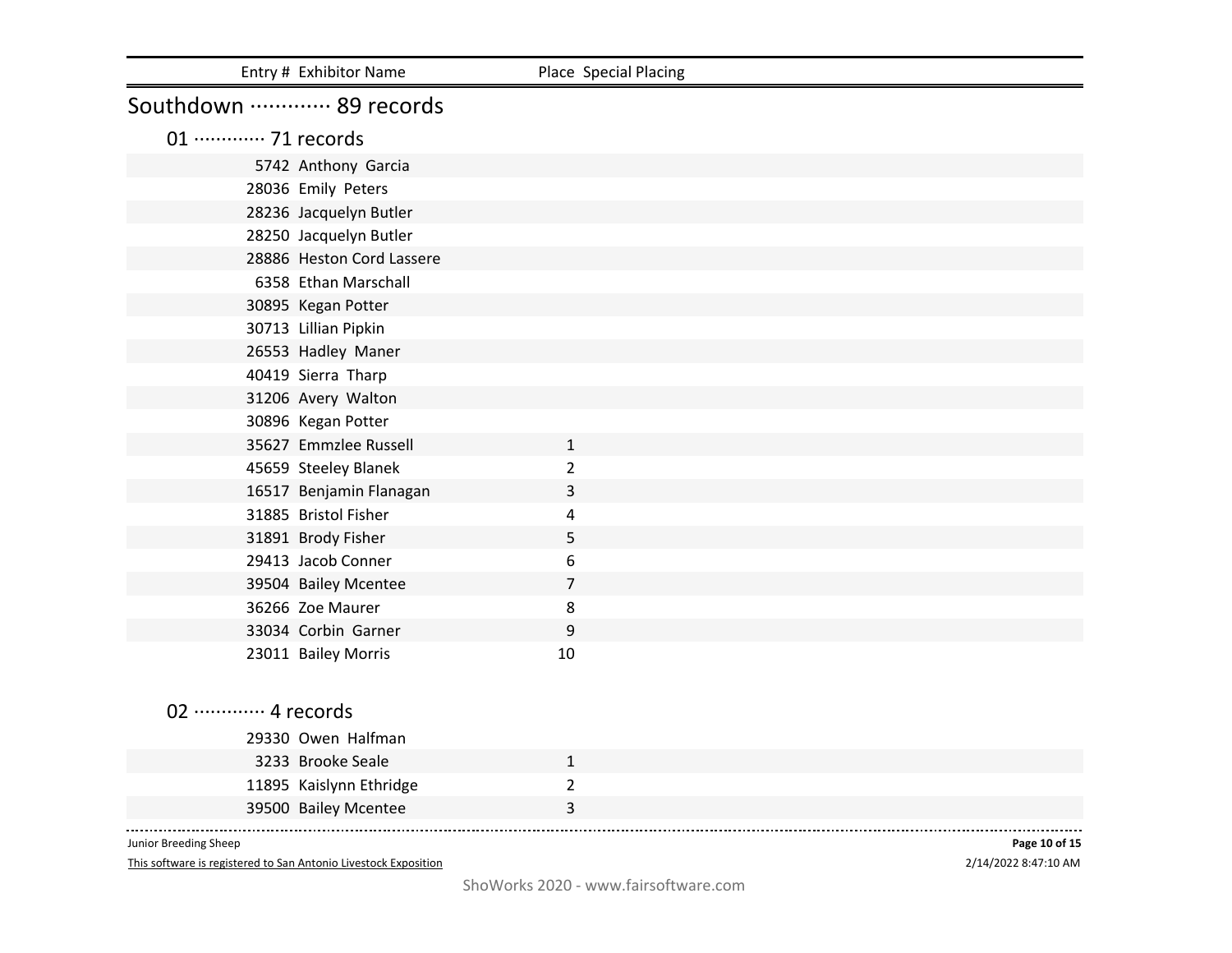| Entry # | Exhibitor Name | Place | Special Placing |
|---|---|---|---|

## Southdown ············· 89 records

### 01 ············· 71 records

| Entry # | Exhibitor Name | Place | Special Placing |
|---|---|---|---|
| 5742 | Anthony Garcia | | |
| 28036 | Emily Peters | | |
| 28236 | Jacquelyn Butler | | |
| 28250 | Jacquelyn Butler | | |
| 28886 | Heston Cord Lassere | | |
| 6358 | Ethan Marschall | | |
| 30895 | Kegan Potter | | |
| 30713 | Lillian Pipkin | | |
| 26553 | Hadley Maner | | |
| 40419 | Sierra Tharp | | |
| 31206 | Avery Walton | | |
| 30896 | Kegan Potter | | |
| 35627 | Emmzlee Russell | 1 | |
| 45659 | Steeley Blanek | 2 | |
| 16517 | Benjamin Flanagan | 3 | |
| 31885 | Bristol Fisher | 4 | |
| 31891 | Brody Fisher | 5 | |
| 29413 | Jacob Conner | 6 | |
| 39504 | Bailey Mcentee | 7 | |
| 36266 | Zoe Maurer | 8 | |
| 33034 | Corbin Garner | 9 | |
| 23011 | Bailey Morris | 10 | |

### 02 ············· 4 records

| Entry # | Exhibitor Name | Place | Special Placing |
|---|---|---|---|
| 29330 | Owen Halfman | | |
| 3233 | Brooke Seale | 1 | |
| 11895 | Kaislynn Ethridge | 2 | |
| 39500 | Bailey Mcentee | 3 | |

Junior Breeding Sheep

This software is registered to San Antonio Livestock Exposition

2/14/2022 8:47:10 AM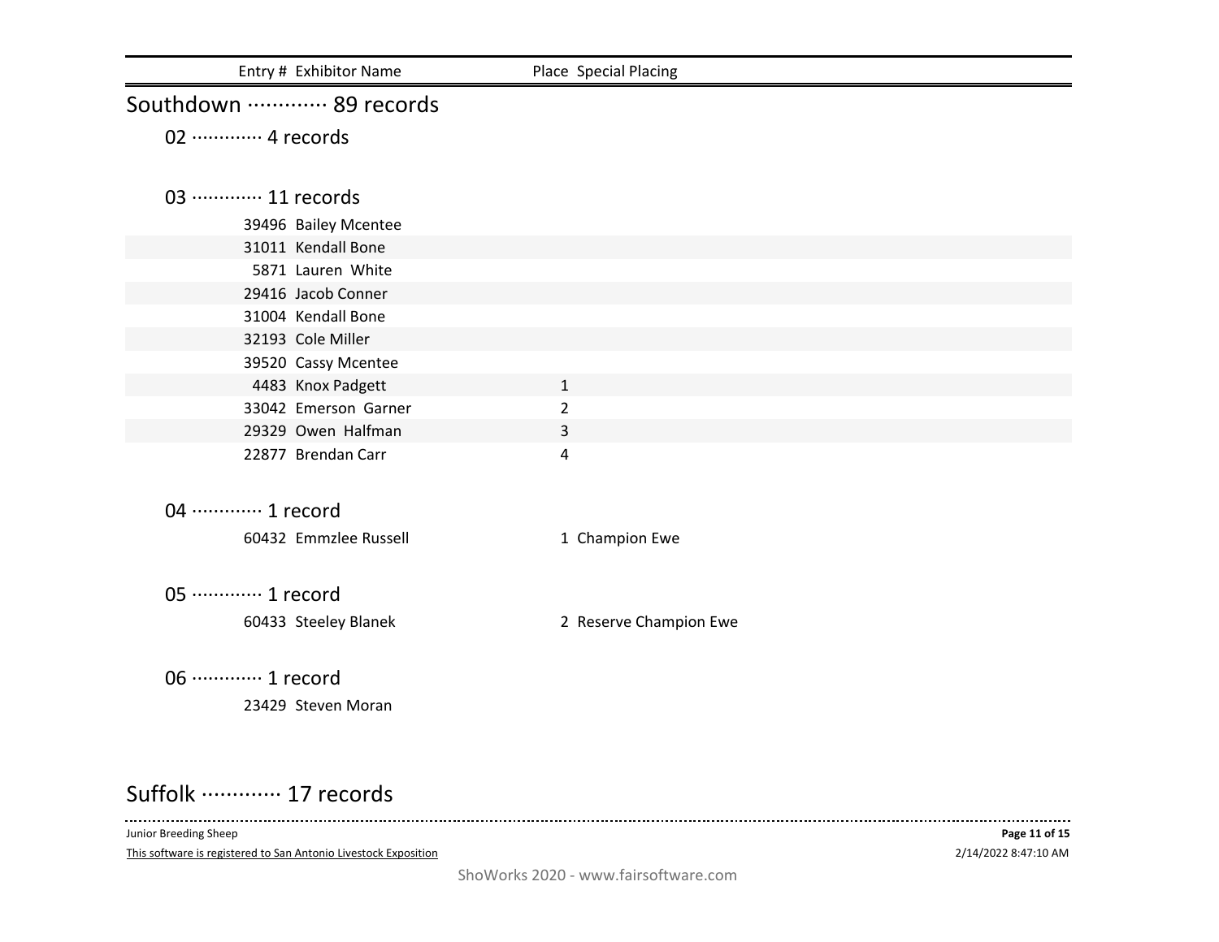| Entry # | Exhibitor Name | Place | Special Placing |
|---|---|---|---|

## Southdown ············· 89 records

### 02 ············· 4 records

### 03 ············· 11 records

| Entry # | Exhibitor Name | Place | Special Placing |
|---|---|---|---|
| 39496 | Bailey Mcentee | | |
| 31011 | Kendall Bone | | |
| 5871 | Lauren White | | |
| 29416 | Jacob Conner | | |
| 31004 | Kendall Bone | | |
| 32193 | Cole Miller | | |
| 39520 | Cassy Mcentee | | |
| 4483 | Knox Padgett | 1 | |
| 33042 | Emerson Garner | 2 | |
| 29329 | Owen Halfman | 3 | |
| 22877 | Brendan Carr | 4 | |

### 04 ············· 1 record

| Entry # | Exhibitor Name | Place | Special Placing |
|---|---|---|---|
| 60432 | Emmzlee Russell | 1 | Champion Ewe |

### 05 ············· 1 record

| Entry # | Exhibitor Name | Place | Special Placing |
|---|---|---|---|
| 60433 | Steeley Blanek | 2 | Reserve Champion Ewe |

### 06 ············· 1 record

| Entry # | Exhibitor Name | Place | Special Placing |
|---|---|---|---|
| 23429 | Steven Moran | | |

## Suffolk ············· 17 records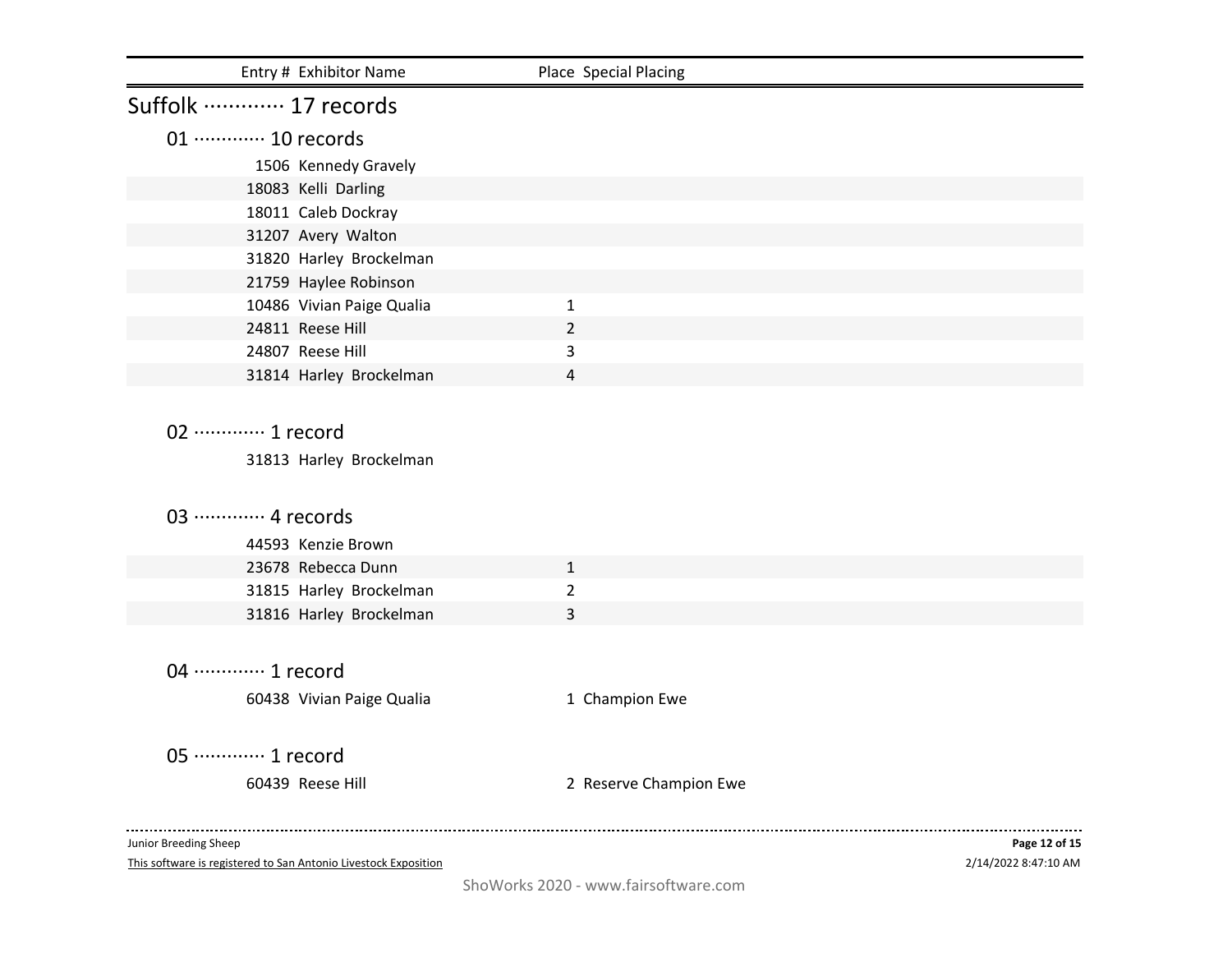## Suffolk ············· 17 records

### 01 ············· 10 records

| Entry # | Exhibitor Name | Place | Special Placing |
|---|---|---|---|
| 1506 | Kennedy Gravely | | |
| 18083 | Kelli Darling | | |
| 18011 | Caleb Dockray | | |
| 31207 | Avery Walton | | |
| 31820 | Harley Brockelman | | |
| 21759 | Haylee Robinson | | |
| 10486 | Vivian Paige Qualia | 1 | |
| 24811 | Reese Hill | 2 | |
| 24807 | Reese Hill | 3 | |
| 31814 | Harley Brockelman | 4 | |

### 02 ············· 1 record

| Entry # | Exhibitor Name | Place | Special Placing |
|---|---|---|---|
| 31813 | Harley Brockelman | | |

### 03 ············· 4 records

| Entry # | Exhibitor Name | Place | Special Placing |
|---|---|---|---|
| 44593 | Kenzie Brown | | |
| 23678 | Rebecca Dunn | 1 | |
| 31815 | Harley Brockelman | 2 | |
| 31816 | Harley Brockelman | 3 | |

### 04 ············· 1 record

| Entry # | Exhibitor Name | Place | Special Placing |
|---|---|---|---|
| 60438 | Vivian Paige Qualia | 1 | Champion Ewe |

### 05 ············· 1 record

| Entry # | Exhibitor Name | Place | Special Placing |
|---|---|---|---|
| 60439 | Reese Hill | 2 | Reserve Champion Ewe |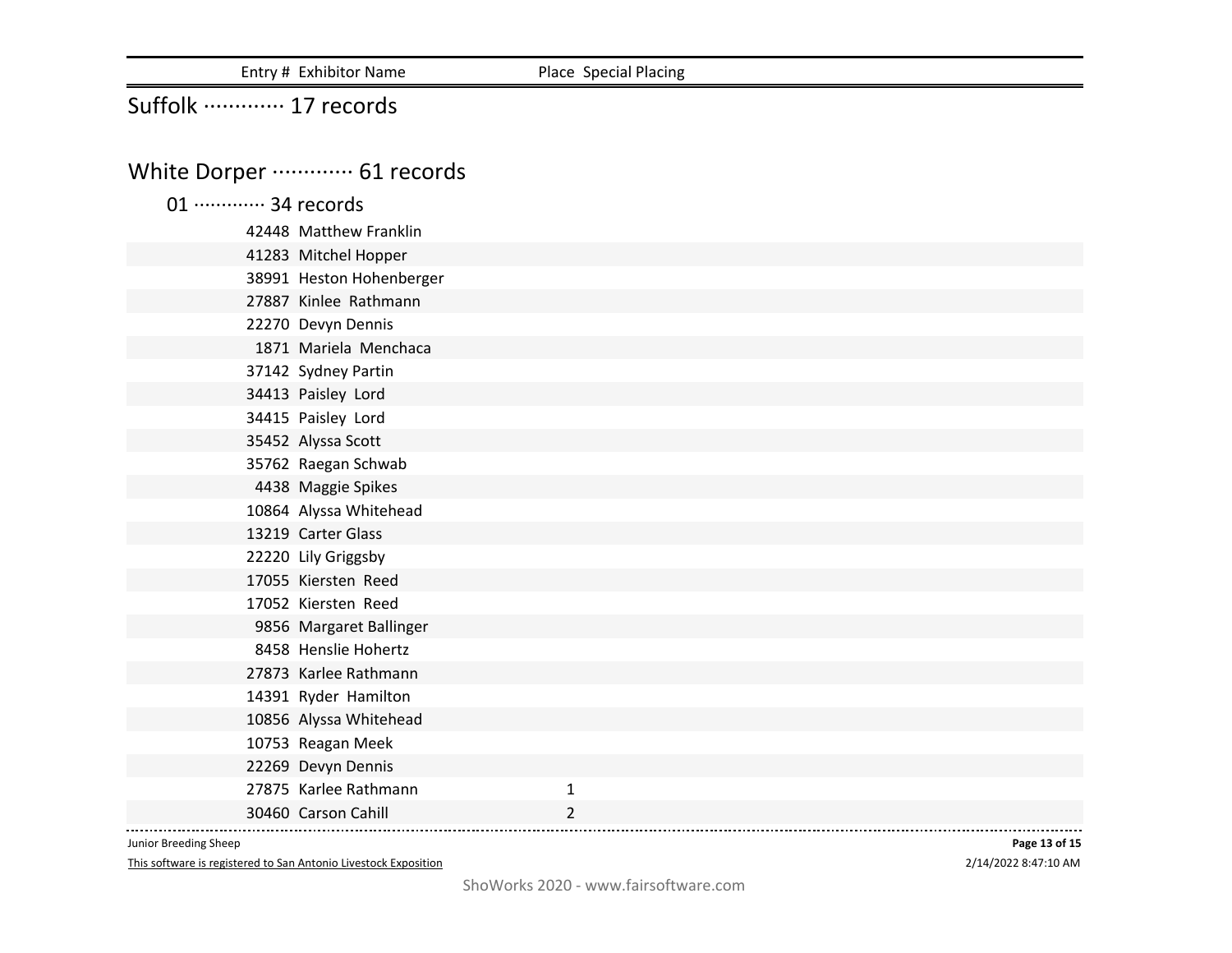| Entry # | Exhibitor Name | Place | Special Placing |
|---|---|---|---|

## Suffolk ············· 17 records

## White Dorper ············· 61 records

### 01 ············· 34 records

| Entry # | Exhibitor Name | Place | Special Placing |
|---|---|---|---|
| 42448 | Matthew Franklin | | |
| 41283 | Mitchel Hopper | | |
| 38991 | Heston Hohenberger | | |
| 27887 | Kinlee Rathmann | | |
| 22270 | Devyn Dennis | | |
| 1871 | Mariela Menchaca | | |
| 37142 | Sydney Partin | | |
| 34413 | Paisley Lord | | |
| 34415 | Paisley Lord | | |
| 35452 | Alyssa Scott | | |
| 35762 | Raegan Schwab | | |
| 4438 | Maggie Spikes | | |
| 10864 | Alyssa Whitehead | | |
| 13219 | Carter Glass | | |
| 22220 | Lily Griggsby | | |
| 17055 | Kiersten Reed | | |
| 17052 | Kiersten Reed | | |
| 9856 | Margaret Ballinger | | |
| 8458 | Henslie Hohertz | | |
| 27873 | Karlee Rathmann | | |
| 14391 | Ryder Hamilton | | |
| 10856 | Alyssa Whitehead | | |
| 10753 | Reagan Meek | | |
| 22269 | Devyn Dennis | | |
| 27875 | Karlee Rathmann | 1 | |
| 30460 | Carson Cahill | 2 | |

Junior Breeding Sheep

This software is registered to San Antonio Livestock Exposition

2/14/2022 8:47:10 AM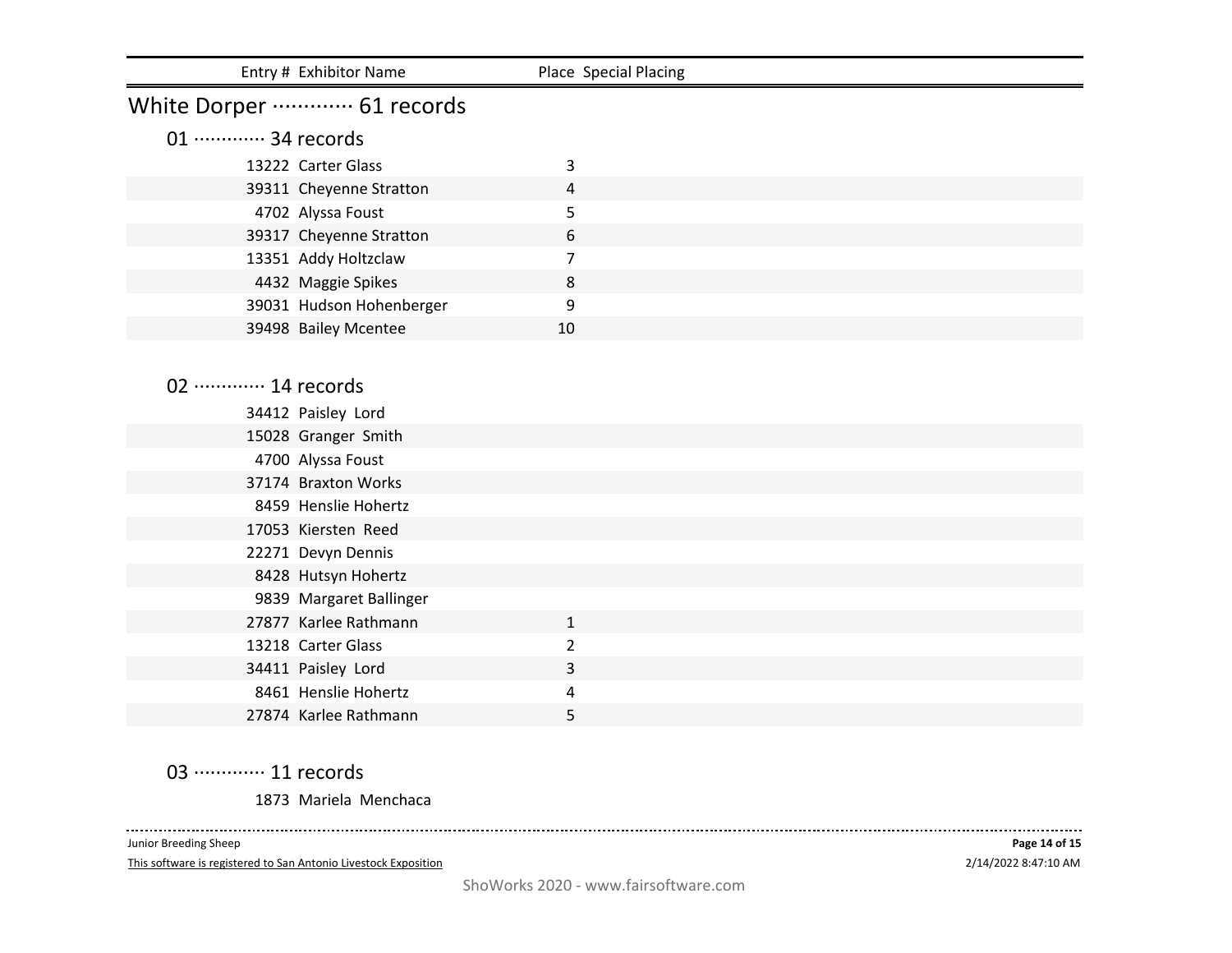## White Dorper ············· 61 records

### 01 ············· 34 records

| Entry # | Exhibitor Name | Place | Special Placing |
|---|---|---|---|
| 13222 | Carter Glass | 3 | |
| 39311 | Cheyenne Stratton | 4 | |
| 4702 | Alyssa Foust | 5 | |
| 39317 | Cheyenne Stratton | 6 | |
| 13351 | Addy Holtzclaw | 7 | |
| 4432 | Maggie Spikes | 8 | |
| 39031 | Hudson Hohenberger | 9 | |
| 39498 | Bailey Mcentee | 10 | |

### 02 ············· 14 records

| Entry # | Exhibitor Name | Place | Special Placing |
|---|---|---|---|
| 34412 | Paisley Lord | | |
| 15028 | Granger Smith | | |
| 4700 | Alyssa Foust | | |
| 37174 | Braxton Works | | |
| 8459 | Henslie Hohertz | | |
| 17053 | Kiersten Reed | | |
| 22271 | Devyn Dennis | | |
| 8428 | Hutsyn Hohertz | | |
| 9839 | Margaret Ballinger | | |
| 27877 | Karlee Rathmann | 1 | |
| 13218 | Carter Glass | 2 | |
| 34411 | Paisley Lord | 3 | |
| 8461 | Henslie Hohertz | 4 | |
| 27874 | Karlee Rathmann | 5 | |

### 03 ············· 11 records

| Entry # | Exhibitor Name | Place | Special Placing |
|---|---|---|---|
| 1873 | Mariela Menchaca | | |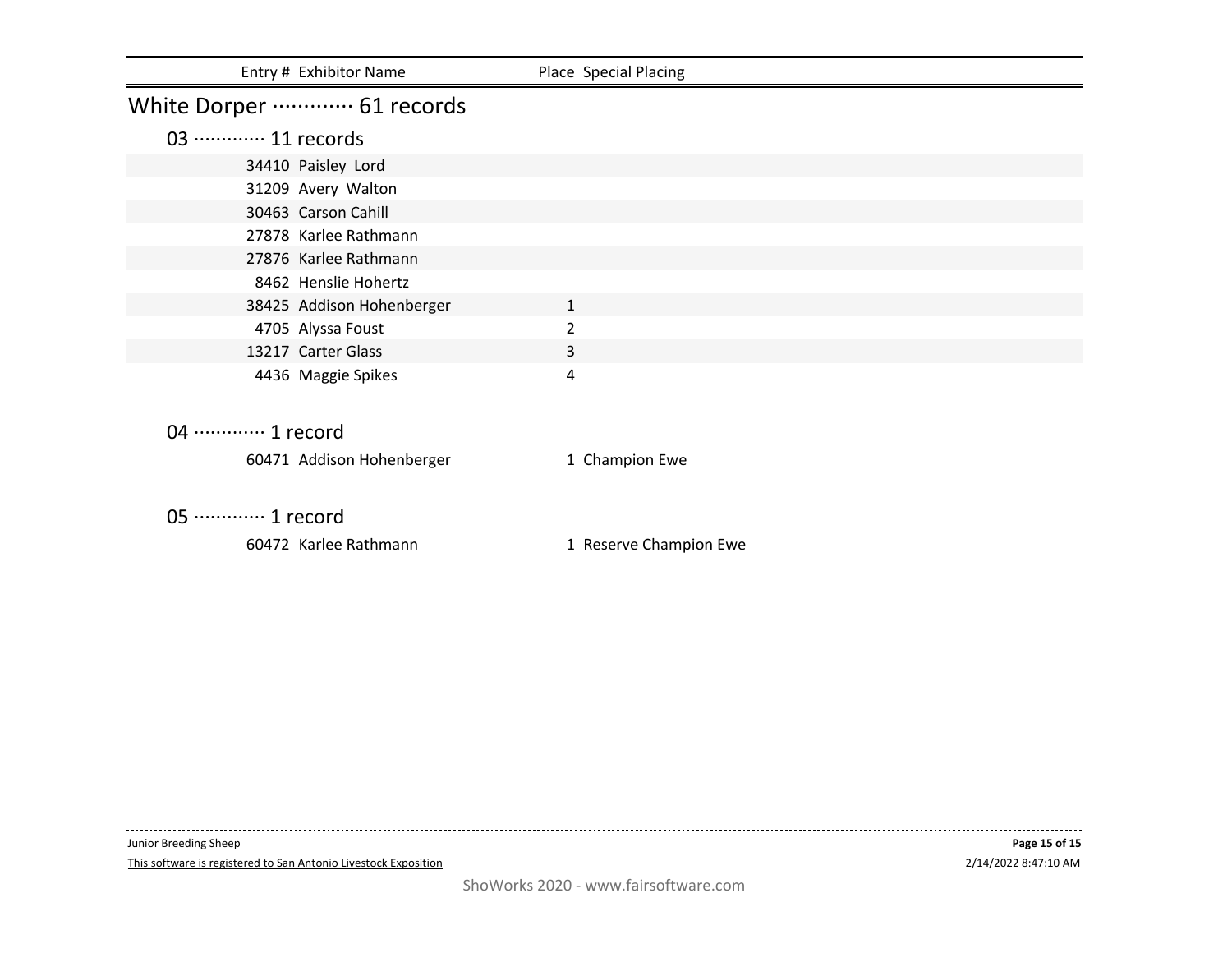| Entry # | Exhibitor Name | Place | Special Placing |
|---|---|---|---|

## White Dorper ············ 61 records

### 03 ············ 11 records

| Entry # | Exhibitor Name | Place | Special Placing |
|---|---|---|---|
| 34410 | Paisley Lord | | |
| 31209 | Avery Walton | | |
| 30463 | Carson Cahill | | |
| 27878 | Karlee Rathmann | | |
| 27876 | Karlee Rathmann | | |
| 8462 | Henslie Hohertz | | |
| 38425 | Addison Hohenberger | 1 | |
| 4705 | Alyssa Foust | 2 | |
| 13217 | Carter Glass | 3 | |
| 4436 | Maggie Spikes | 4 | |

### 04 ············ 1 record

| Entry # | Exhibitor Name | Place | Special Placing |
|---|---|---|---|
| 60471 | Addison Hohenberger | 1 | Champion Ewe |

### 05 ············ 1 record

| Entry # | Exhibitor Name | Place | Special Placing |
|---|---|---|---|
| 60472 | Karlee Rathmann | 1 | Reserve Champion Ewe |